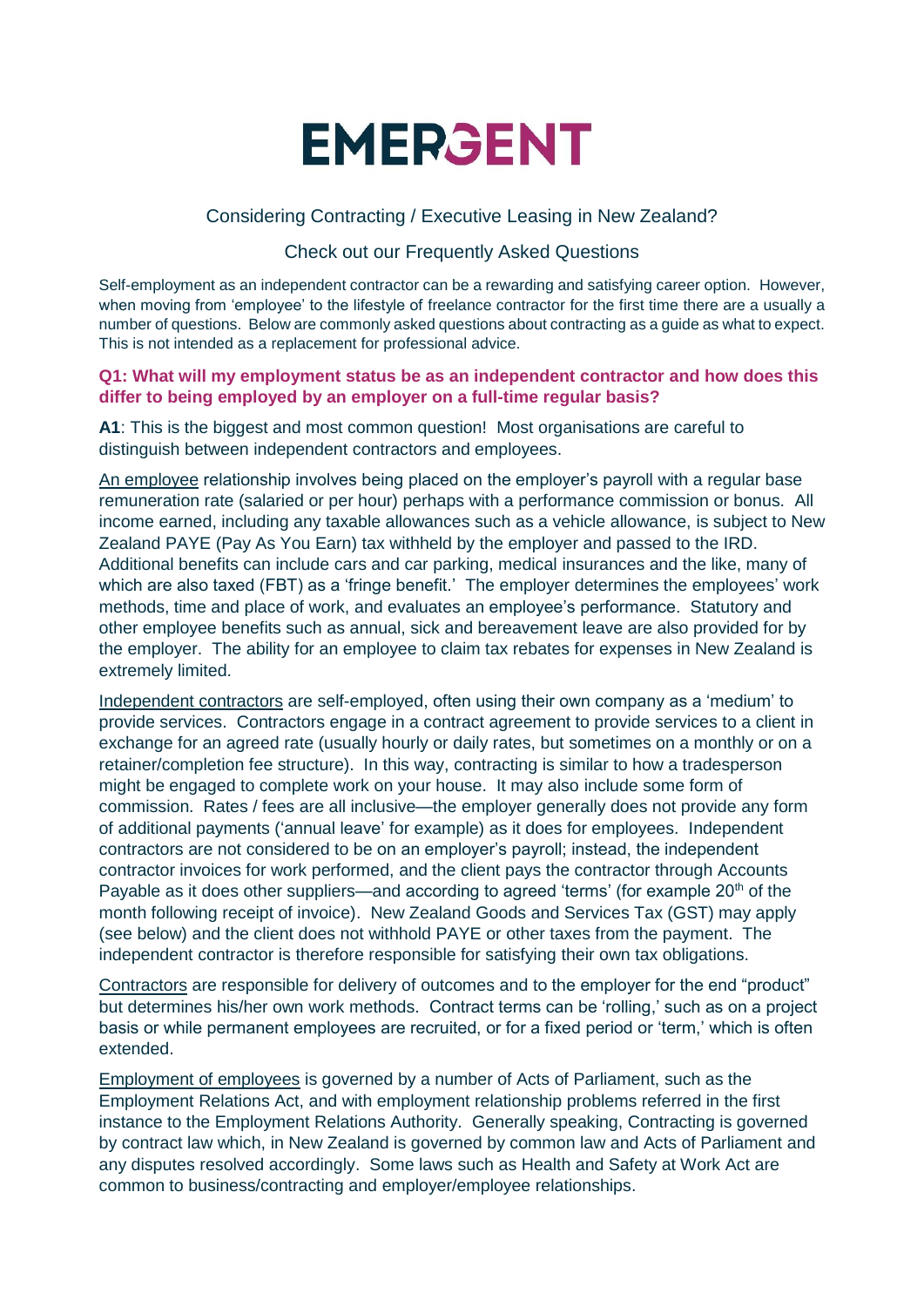# EMERGENT

## Considering Contracting / Executive Leasing in New Zealand?

## Check out our Frequently Asked Questions

Self-employment as an independent contractor can be a rewarding and satisfying career option. However, when moving from 'employee' to the lifestyle of freelance contractor for the first time there are a usually a number of questions. Below are commonly asked questions about contracting as a guide as what to expect. This is not intended as a replacement for professional advice.

### Q1: What will my employment status be as an independent contractor and how does this differ to being employed by an employer on a full-time regular basis?

**A1**: This is the biggest and most common question! Most organisations are careful to distinguish between independent contractors and employees.

An employee relationship involves being placed on the employer's payroll with a regular base remuneration rate (salaried or per hour) perhaps with a performance commission or bonus. All income earned, including any taxable allowances such as a vehicle allowance, is subject to New Zealand PAYE (Pay As You Earn) tax withheld by the employer and passed to the IRD. Additional benefits can include cars and car parking, medical insurances and the like, many of which are also taxed (FBT) as a 'fringe benefit.' The employer determines the employees' work methods, time and place of work, and evaluates an employee's performance. Statutory and other employee benefits such as annual, sick and bereavement leave are also provided for by the employer. The ability for an employee to claim tax rebates for expenses in New Zealand is extremely limited.

Independent contractors are self-employed, often using their own company as a 'medium' to provide services. Contractors engage in a contract agreement to provide services to a client in exchange for an agreed rate (usually hourly or daily rates, but sometimes on a monthly or on a retainer/completion fee structure). In this way, contracting is similar to how a tradesperson might be engaged to complete work on your house. It may also include some form of commission. Rates / fees are all inclusive—the employer generally does not provide any form of additional payments ('annual leave' for example) as it does for employees. Independent contractors are not considered to be on an employer's payroll; instead, the independent contractor invoices for work performed, and the client pays the contractor through Accounts Payable as it does other suppliers—and according to agreed 'terms' (for example 20th of the month following receipt of invoice). New Zealand Goods and Services Tax (GST) may apply (see below) and the client does not withhold PAYE or other taxes from the payment. The independent contractor is therefore responsible for satisfying their own tax obligations.

Contractors are responsible for delivery of outcomes and to the employer for the end "product" but determines his/her own work methods. Contract terms can be 'rolling,' such as on a project basis or while permanent employees are recruited, or for a fixed period or 'term,' which is often extended.

Employment of employees is governed by a number of Acts of Parliament, such as the Employment Relations Act, and with employment relationship problems referred in the first instance to the Employment Relations Authority. Generally speaking, Contracting is governed by contract law which, in New Zealand is governed by common law and Acts of Parliament and any disputes resolved accordingly. Some laws such as Health and Safety at Work Act are common to business/contracting and employer/employee relationships.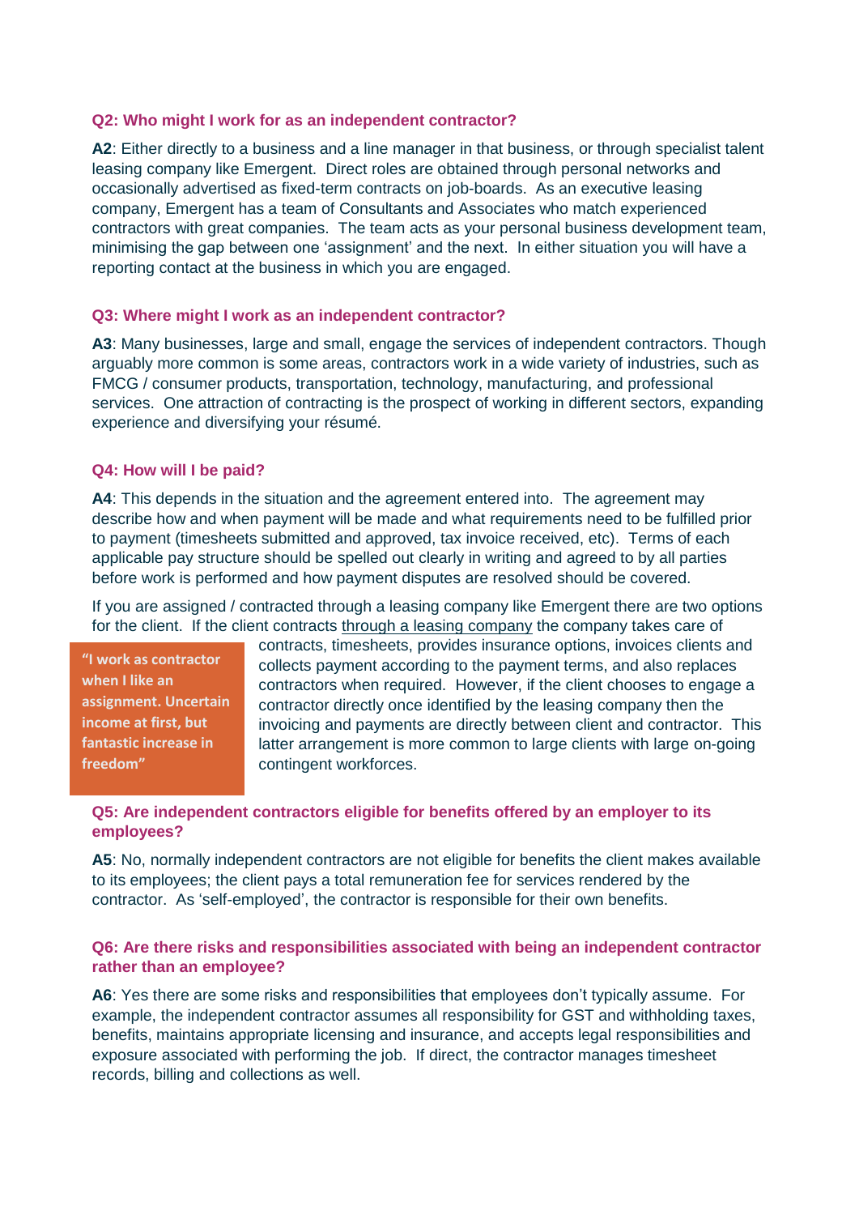### Q2: Who might I work for as an independent contractor?

**A2**: Either directly to a business and a line manager in that business, or through specialist talent leasing company like Emergent. Direct roles are obtained through personal networks and occasionally advertised as fixed-term contracts on job-boards. As an executive leasing company, Emergent has a team of Consultants and Associates who match experienced contractors with great companies. The team acts as your personal business development team, minimising the gap between one 'assignment' and the next. In either situation you will have a reporting contact at the business in which you are engaged.

### Q3: Where might I work as an independent contractor?

**A3**: Many businesses, large and small, engage the services of independent contractors. Though arguably more common is some areas, contractors work in a wide variety of industries, such as FMCG / consumer products, transportation, technology, manufacturing, and professional services. One attraction of contracting is the prospect of working in different sectors, expanding experience and diversifying your résumé.

### Q4: How will I be paid?

**A4**: This depends in the situation and the agreement entered into. The agreement may describe how and when payment will be made and what requirements need to be fulfilled prior to payment (timesheets submitted and approved, tax invoice received, etc). Terms of each applicable pay structure should be spelled out clearly in writing and agreed to by all parties before work is performed and how payment disputes are resolved should be covered.

If you are assigned / contracted through a leasing company like Emergent there are two options for the client. If the client contracts through a leasing company the company takes care of contracts, timesheets, provides insurance options, invoices clients and collects payment according to the payment terms, and also replaces contractors when required. However, if the client chooses to engage a contractor directly once identified by the leasing company then the invoicing and payments are directly between client and contractor. This latter arrangement is more common to large clients with large on-going contingent workforces.

> **"I work as contractor when I like an assignment. Uncertain income at first, but fantastic increase in freedom"**

### Q5: Are independent contractors eligible for benefits offered by an employer to its employees?

**A5**: No, normally independent contractors are not eligible for benefits the client makes available to its employees; the client pays a total remuneration fee for services rendered by the contractor. As 'self-employed', the contractor is responsible for their own benefits.

### Q6: Are there risks and responsibilities associated with being an independent contractor rather than an employee?

**A6**: Yes there are some risks and responsibilities that employees don't typically assume. For example, the independent contractor assumes all responsibility for GST and withholding taxes, benefits, maintains appropriate licensing and insurance, and accepts legal responsibilities and exposure associated with performing the job. If direct, the contractor manages timesheet records, billing and collections as well.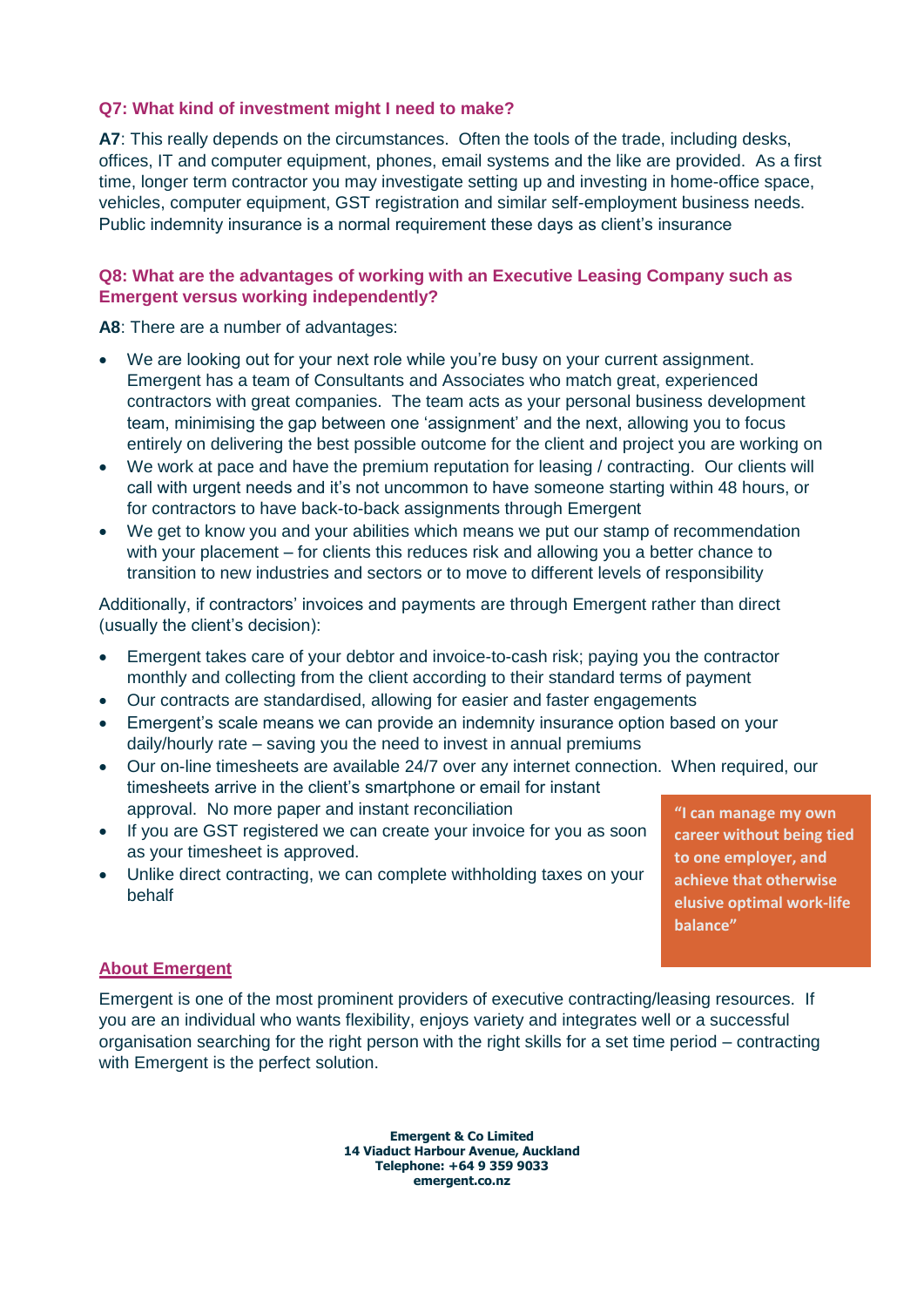### Q7: What kind of investment might I need to make?

**A7**: This really depends on the circumstances. Often the tools of the trade, including desks, offices, IT and computer equipment, phones, email systems and the like are provided. As a first time, longer term contractor you may investigate setting up and investing in home-office space, vehicles, computer equipment, GST registration and similar self-employment business needs. Public indemnity insurance is a normal requirement these days as client's insurance

### Q8: What are the advantages of working with an Executive Leasing Company such as Emergent versus working independently?

**A8**: There are a number of advantages:

- We are looking out for your next role while you're busy on your current assignment. Emergent has a team of Consultants and Associates who match great, experienced contractors with great companies. The team acts as your personal business development team, minimising the gap between one 'assignment' and the next, allowing you to focus entirely on delivering the best possible outcome for the client and project you are working on
- We work at pace and have the premium reputation for leasing / contracting. Our clients will call with urgent needs and it's not uncommon to have someone starting within 48 hours, or for contractors to have back-to-back assignments through Emergent
- We get to know you and your abilities which means we put our stamp of recommendation with your placement – for clients this reduces risk and allowing you a better chance to transition to new industries and sectors or to move to different levels of responsibility

Additionally, if contractors' invoices and payments are through Emergent rather than direct (usually the client's decision):

- Emergent takes care of your debtor and invoice-to-cash risk; paying you the contractor monthly and collecting from the client according to their standard terms of payment
- Our contracts are standardised, allowing for easier and faster engagements
- Emergent's scale means we can provide an indemnity insurance option based on your daily/hourly rate – saving you the need to invest in annual premiums
- Our on-line timesheets are available 24/7 over any internet connection. When required, our timesheets arrive in the client's smartphone or email for instant approval. No more paper and instant reconciliation
- If you are GST registered we can create your invoice for you as soon as your timesheet is approved.
- Unlike direct contracting, we can complete withholding taxes on your behalf

**"I can manage my own career without being tied to one employer, and achieve that otherwise elusive optimal work-life balance"**

### About Emergent

Emergent is one of the most prominent providers of executive contracting/leasing resources. If you are an individual who wants flexibility, enjoys variety and integrates well or a successful organisation searching for the right person with the right skills for a set time period – contracting with Emergent is the perfect solution.

**Emergent & Co Limited**
**14 Viaduct Harbour Avenue, Auckland**
**Telephone: +64 9 359 9033**
**emergent.co.nz**